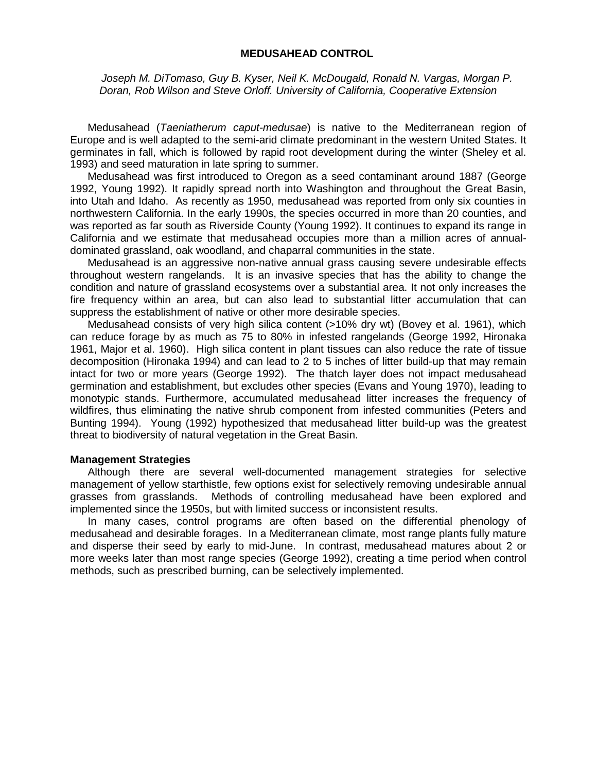# MEDUSAHEAD CONTROL

*Joseph M. DiTomaso, Guy B. Kyser, Neil K. McDougald, Ronald N. Vargas, Morgan P. Doran, Rob Wilson and Steve Orloff. University of California, Cooperative Extension*

Medusahead (*Taeniatherum caput-medusae*) is native to the Mediterranean region of Europe and is well adapted to the semi-arid climate predominant in the western United States. It germinates in fall, which is followed by rapid root development during the winter (Sheley et al. 1993) and seed maturation in late spring to summer.

Medusahead was first introduced to Oregon as a seed contaminant around 1887 (George 1992, Young 1992). It rapidly spread north into Washington and throughout the Great Basin, into Utah and Idaho. As recently as 1950, medusahead was reported from only six counties in northwestern California. In the early 1990s, the species occurred in more than 20 counties, and was reported as far south as Riverside County (Young 1992). It continues to expand its range in California and we estimate that medusahead occupies more than a million acres of annual-dominated grassland, oak woodland, and chaparral communities in the state.

Medusahead is an aggressive non-native annual grass causing severe undesirable effects throughout western rangelands. It is an invasive species that has the ability to change the condition and nature of grassland ecosystems over a substantial area. It not only increases the fire frequency within an area, but can also lead to substantial litter accumulation that can suppress the establishment of native or other more desirable species.

Medusahead consists of very high silica content (>10% dry wt) (Bovey et al. 1961), which can reduce forage by as much as 75 to 80% in infested rangelands (George 1992, Hironaka 1961, Major et al. 1960). High silica content in plant tissues can also reduce the rate of tissue decomposition (Hironaka 1994) and can lead to 2 to 5 inches of litter build-up that may remain intact for two or more years (George 1992). The thatch layer does not impact medusahead germination and establishment, but excludes other species (Evans and Young 1970), leading to monotypic stands. Furthermore, accumulated medusahead litter increases the frequency of wildfires, thus eliminating the native shrub component from infested communities (Peters and Bunting 1994). Young (1992) hypothesized that medusahead litter build-up was the greatest threat to biodiversity of natural vegetation in the Great Basin.

## Management Strategies

Although there are several well-documented management strategies for selective management of yellow starthistle, few options exist for selectively removing undesirable annual grasses from grasslands. Methods of controlling medusahead have been explored and implemented since the 1950s, but with limited success or inconsistent results.

In many cases, control programs are often based on the differential phenology of medusahead and desirable forages. In a Mediterranean climate, most range plants fully mature and disperse their seed by early to mid-June. In contrast, medusahead matures about 2 or more weeks later than most range species (George 1992), creating a time period when control methods, such as prescribed burning, can be selectively implemented.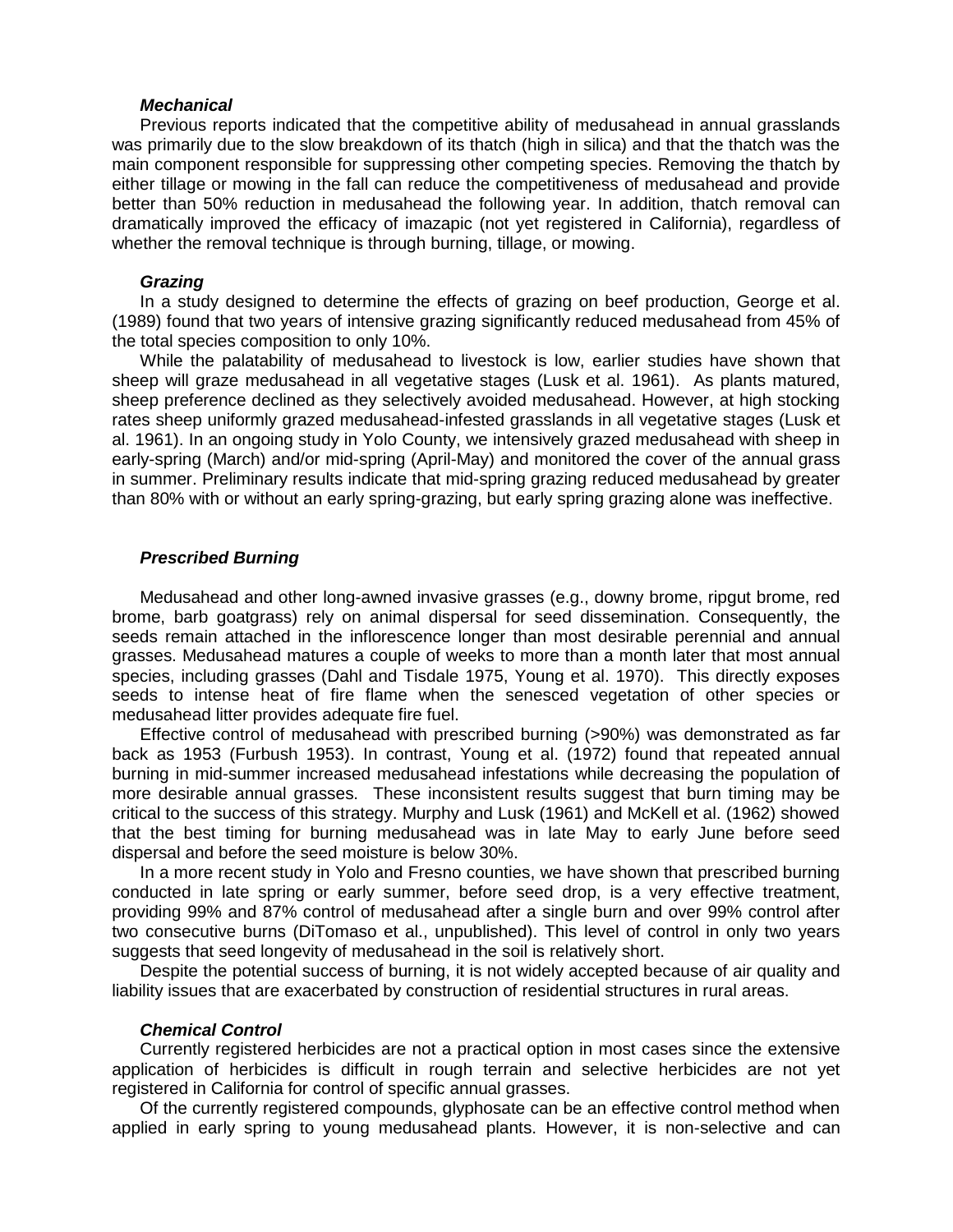### *Mechanical*

Previous reports indicated that the competitive ability of medusahead in annual grasslands was primarily due to the slow breakdown of its thatch (high in silica) and that the thatch was the main component responsible for suppressing other competing species. Removing the thatch by either tillage or mowing in the fall can reduce the competitiveness of medusahead and provide better than 50% reduction in medusahead the following year. In addition, thatch removal can dramatically improved the efficacy of imazapic (not yet registered in California), regardless of whether the removal technique is through burning, tillage, or mowing.

### *Grazing*

In a study designed to determine the effects of grazing on beef production, George et al. (1989) found that two years of intensive grazing significantly reduced medusahead from 45% of the total species composition to only 10%.

While the palatability of medusahead to livestock is low, earlier studies have shown that sheep will graze medusahead in all vegetative stages (Lusk et al. 1961). As plants matured, sheep preference declined as they selectively avoided medusahead. However, at high stocking rates sheep uniformly grazed medusahead-infested grasslands in all vegetative stages (Lusk et al. 1961). In an ongoing study in Yolo County, we intensively grazed medusahead with sheep in early-spring (March) and/or mid-spring (April-May) and monitored the cover of the annual grass in summer. Preliminary results indicate that mid-spring grazing reduced medusahead by greater than 80% with or without an early spring-grazing, but early spring grazing alone was ineffective.

### *Prescribed Burning*

Medusahead and other long-awned invasive grasses (e.g., downy brome, ripgut brome, red brome, barb goatgrass) rely on animal dispersal for seed dissemination. Consequently, the seeds remain attached in the inflorescence longer than most desirable perennial and annual grasses. Medusahead matures a couple of weeks to more than a month later that most annual species, including grasses (Dahl and Tisdale 1975, Young et al. 1970). This directly exposes seeds to intense heat of fire flame when the senesced vegetation of other species or medusahead litter provides adequate fire fuel.

Effective control of medusahead with prescribed burning (>90%) was demonstrated as far back as 1953 (Furbush 1953). In contrast, Young et al. (1972) found that repeated annual burning in mid-summer increased medusahead infestations while decreasing the population of more desirable annual grasses. These inconsistent results suggest that burn timing may be critical to the success of this strategy. Murphy and Lusk (1961) and McKell et al. (1962) showed that the best timing for burning medusahead was in late May to early June before seed dispersal and before the seed moisture is below 30%.

In a more recent study in Yolo and Fresno counties, we have shown that prescribed burning conducted in late spring or early summer, before seed drop, is a very effective treatment, providing 99% and 87% control of medusahead after a single burn and over 99% control after two consecutive burns (DiTomaso et al., unpublished). This level of control in only two years suggests that seed longevity of medusahead in the soil is relatively short.

Despite the potential success of burning, it is not widely accepted because of air quality and liability issues that are exacerbated by construction of residential structures in rural areas.

### *Chemical Control*

Currently registered herbicides are not a practical option in most cases since the extensive application of herbicides is difficult in rough terrain and selective herbicides are not yet registered in California for control of specific annual grasses.

Of the currently registered compounds, glyphosate can be an effective control method when applied in early spring to young medusahead plants. However, it is non-selective and can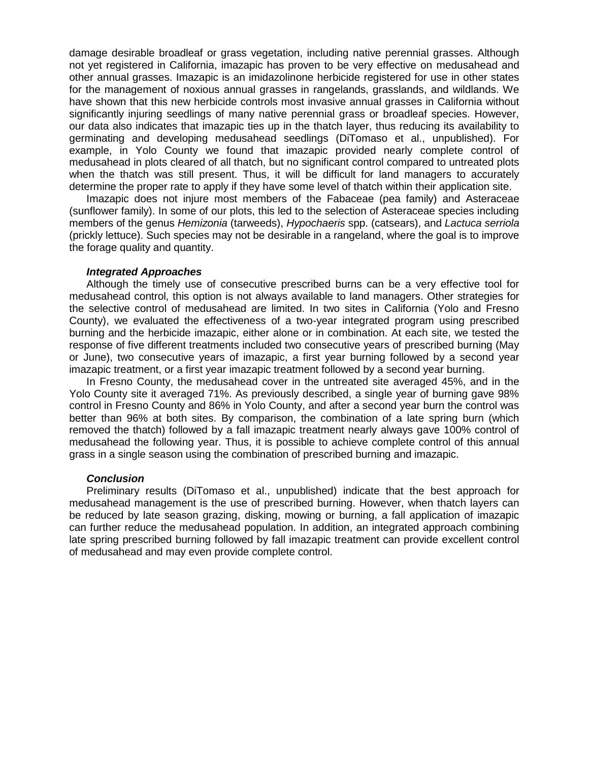damage desirable broadleaf or grass vegetation, including native perennial grasses. Although not yet registered in California, imazapic has proven to be very effective on medusahead and other annual grasses. Imazapic is an imidazolinone herbicide registered for use in other states for the management of noxious annual grasses in rangelands, grasslands, and wildlands. We have shown that this new herbicide controls most invasive annual grasses in California without significantly injuring seedlings of many native perennial grass or broadleaf species. However, our data also indicates that imazapic ties up in the thatch layer, thus reducing its availability to germinating and developing medusahead seedlings (DiTomaso et al., unpublished). For example, in Yolo County we found that imazapic provided nearly complete control of medusahead in plots cleared of all thatch, but no significant control compared to untreated plots when the thatch was still present. Thus, it will be difficult for land managers to accurately determine the proper rate to apply if they have some level of thatch within their application site.

Imazapic does not injure most members of the Fabaceae (pea family) and Asteraceae (sunflower family). In some of our plots, this led to the selection of Asteraceae species including members of the genus *Hemizonia* (tarweeds), *Hypochaeris* spp. (catsears), and *Lactuca serriola* (prickly lettuce). Such species may not be desirable in a rangeland, where the goal is to improve the forage quality and quantity.

### *Integrated Approaches*

Although the timely use of consecutive prescribed burns can be a very effective tool for medusahead control, this option is not always available to land managers. Other strategies for the selective control of medusahead are limited. In two sites in California (Yolo and Fresno County), we evaluated the effectiveness of a two-year integrated program using prescribed burning and the herbicide imazapic, either alone or in combination. At each site, we tested the response of five different treatments included two consecutive years of prescribed burning (May or June), two consecutive years of imazapic, a first year burning followed by a second year imazapic treatment, or a first year imazapic treatment followed by a second year burning.

In Fresno County, the medusahead cover in the untreated site averaged 45%, and in the Yolo County site it averaged 71%. As previously described, a single year of burning gave 98% control in Fresno County and 86% in Yolo County, and after a second year burn the control was better than 96% at both sites. By comparison, the combination of a late spring burn (which removed the thatch) followed by a fall imazapic treatment nearly always gave 100% control of medusahead the following year. Thus, it is possible to achieve complete control of this annual grass in a single season using the combination of prescribed burning and imazapic.

### *Conclusion*

Preliminary results (DiTomaso et al., unpublished) indicate that the best approach for medusahead management is the use of prescribed burning. However, when thatch layers can be reduced by late season grazing, disking, mowing or burning, a fall application of imazapic can further reduce the medusahead population. In addition, an integrated approach combining late spring prescribed burning followed by fall imazapic treatment can provide excellent control of medusahead and may even provide complete control.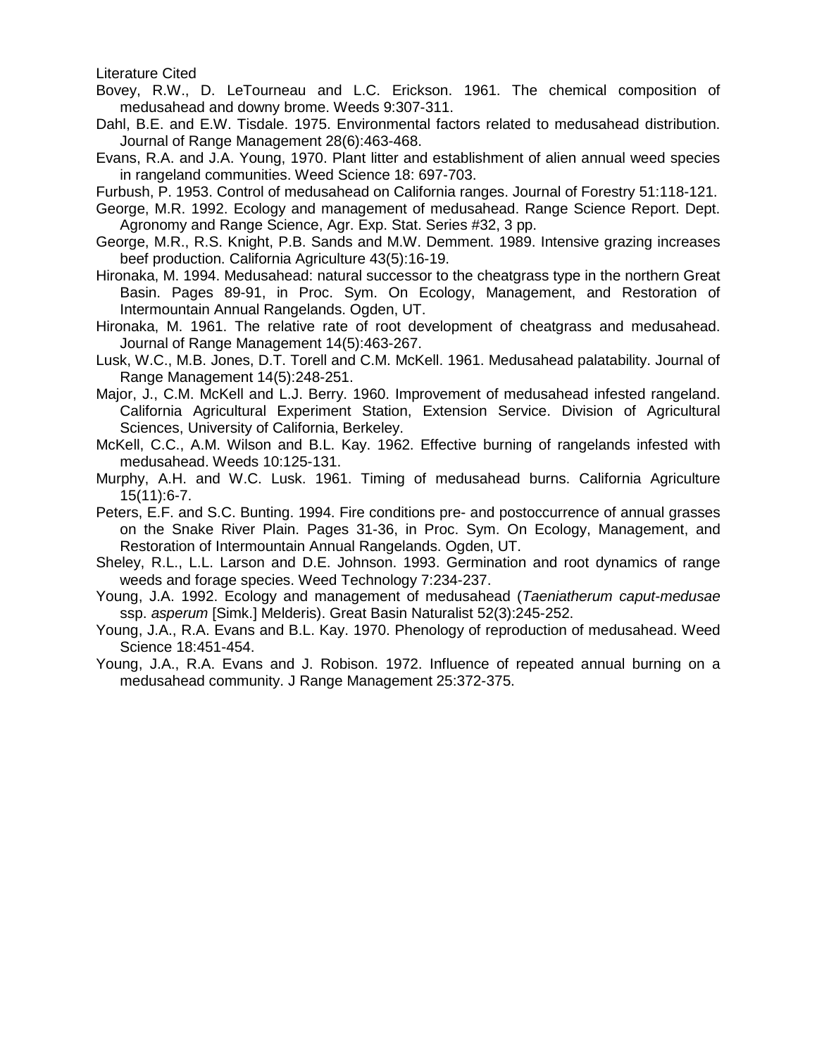## Literature Cited

Bovey, R.W., D. LeTourneau and L.C. Erickson. 1961. The chemical composition of medusahead and downy brome. Weeds 9:307-311.

Dahl, B.E. and E.W. Tisdale. 1975. Environmental factors related to medusahead distribution. Journal of Range Management 28(6):463-468.

Evans, R.A. and J.A. Young, 1970. Plant litter and establishment of alien annual weed species in rangeland communities. Weed Science 18: 697-703.

Furbush, P. 1953. Control of medusahead on California ranges. Journal of Forestry 51:118-121.

George, M.R. 1992. Ecology and management of medusahead. Range Science Report. Dept. Agronomy and Range Science, Agr. Exp. Stat. Series #32, 3 pp.

George, M.R., R.S. Knight, P.B. Sands and M.W. Demment. 1989. Intensive grazing increases beef production. California Agriculture 43(5):16-19.

Hironaka, M. 1994. Medusahead: natural successor to the cheatgrass type in the northern Great Basin. Pages 89-91, in Proc. Sym. On Ecology, Management, and Restoration of Intermountain Annual Rangelands. Ogden, UT.

Hironaka, M. 1961. The relative rate of root development of cheatgrass and medusahead. Journal of Range Management 14(5):463-267.

Lusk, W.C., M.B. Jones, D.T. Torell and C.M. McKell. 1961. Medusahead palatability. Journal of Range Management 14(5):248-251.

Major, J., C.M. McKell and L.J. Berry. 1960. Improvement of medusahead infested rangeland. California Agricultural Experiment Station, Extension Service. Division of Agricultural Sciences, University of California, Berkeley.

McKell, C.C., A.M. Wilson and B.L. Kay. 1962. Effective burning of rangelands infested with medusahead. Weeds 10:125-131.

Murphy, A.H. and W.C. Lusk. 1961. Timing of medusahead burns. California Agriculture 15(11):6-7.

Peters, E.F. and S.C. Bunting. 1994. Fire conditions pre- and postoccurrence of annual grasses on the Snake River Plain. Pages 31-36, in Proc. Sym. On Ecology, Management, and Restoration of Intermountain Annual Rangelands. Ogden, UT.

Sheley, R.L., L.L. Larson and D.E. Johnson. 1993. Germination and root dynamics of range weeds and forage species. Weed Technology 7:234-237.

Young, J.A. 1992. Ecology and management of medusahead (*Taeniatherum caput-medusae* ssp. *asperum* [Simk.] Melderis). Great Basin Naturalist 52(3):245-252.

Young, J.A., R.A. Evans and B.L. Kay. 1970. Phenology of reproduction of medusahead. Weed Science 18:451-454.

Young, J.A., R.A. Evans and J. Robison. 1972. Influence of repeated annual burning on a medusahead community. J Range Management 25:372-375.